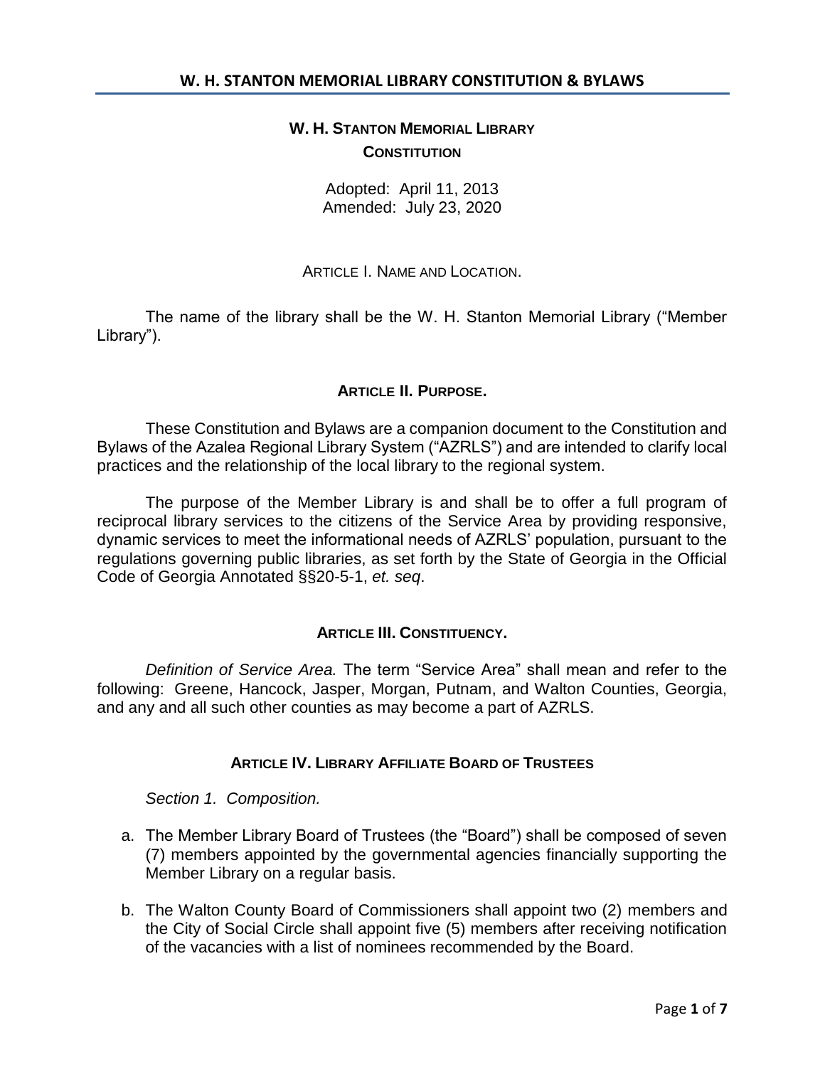# W. H. STANTON MEMORIAL LIBRARY CONSTITUTION

Adopted: April 11, 2013
Amended: July 23, 2020

## ARTICLE I. NAME AND LOCATION.

The name of the library shall be the W. H. Stanton Memorial Library ("Member Library").

## ARTICLE II. PURPOSE.

These Constitution and Bylaws are a companion document to the Constitution and Bylaws of the Azalea Regional Library System ("AZRLS") and are intended to clarify local practices and the relationship of the local library to the regional system.

The purpose of the Member Library is and shall be to offer a full program of reciprocal library services to the citizens of the Service Area by providing responsive, dynamic services to meet the informational needs of AZRLS' population, pursuant to the regulations governing public libraries, as set forth by the State of Georgia in the Official Code of Georgia Annotated §§20-5-1, *et. seq*.

## ARTICLE III. CONSTITUENCY.

*Definition of Service Area.* The term "Service Area" shall mean and refer to the following: Greene, Hancock, Jasper, Morgan, Putnam, and Walton Counties, Georgia, and any and all such other counties as may become a part of AZRLS.

## ARTICLE IV. LIBRARY AFFILIATE BOARD OF TRUSTEES

*Section 1. Composition.*

a. The Member Library Board of Trustees (the "Board") shall be composed of seven (7) members appointed by the governmental agencies financially supporting the Member Library on a regular basis.

b. The Walton County Board of Commissioners shall appoint two (2) members and the City of Social Circle shall appoint five (5) members after receiving notification of the vacancies with a list of nominees recommended by the Board.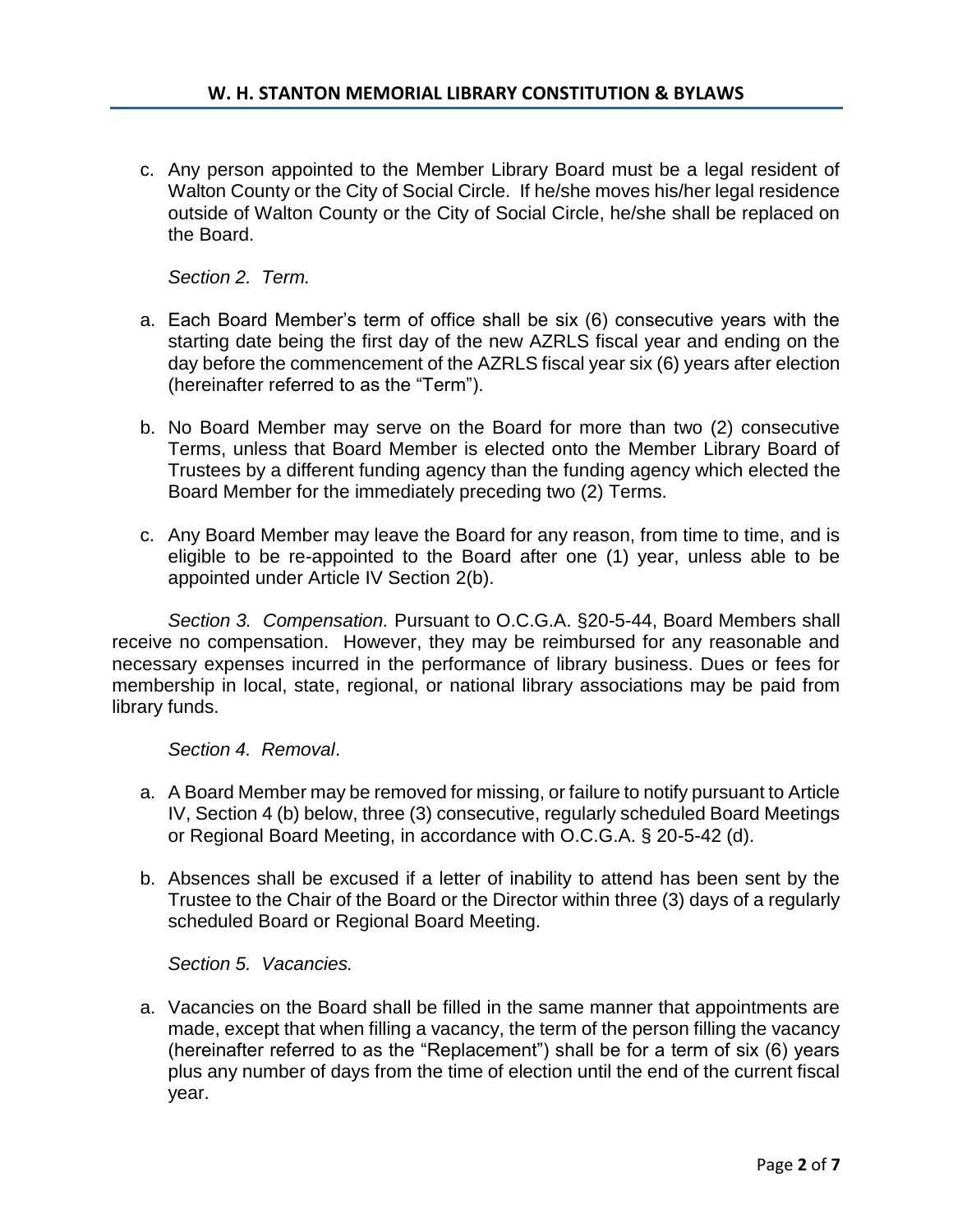c. Any person appointed to the Member Library Board must be a legal resident of Walton County or the City of Social Circle. If he/she moves his/her legal residence outside of Walton County or the City of Social Circle, he/she shall be replaced on the Board.

*Section 2. Term.*

a. Each Board Member's term of office shall be six (6) consecutive years with the starting date being the first day of the new AZRLS fiscal year and ending on the day before the commencement of the AZRLS fiscal year six (6) years after election (hereinafter referred to as the "Term").

b. No Board Member may serve on the Board for more than two (2) consecutive Terms, unless that Board Member is elected onto the Member Library Board of Trustees by a different funding agency than the funding agency which elected the Board Member for the immediately preceding two (2) Terms.

c. Any Board Member may leave the Board for any reason, from time to time, and is eligible to be re-appointed to the Board after one (1) year, unless able to be appointed under Article IV Section 2(b).

*Section 3. Compensation.* Pursuant to O.C.G.A. §20-5-44, Board Members shall receive no compensation. However, they may be reimbursed for any reasonable and necessary expenses incurred in the performance of library business. Dues or fees for membership in local, state, regional, or national library associations may be paid from library funds.

*Section 4. Removal*.

a. A Board Member may be removed for missing, or failure to notify pursuant to Article IV, Section 4 (b) below, three (3) consecutive, regularly scheduled Board Meetings or Regional Board Meeting, in accordance with O.C.G.A. § 20-5-42 (d).

b. Absences shall be excused if a letter of inability to attend has been sent by the Trustee to the Chair of the Board or the Director within three (3) days of a regularly scheduled Board or Regional Board Meeting.

*Section 5. Vacancies.*

a. Vacancies on the Board shall be filled in the same manner that appointments are made, except that when filling a vacancy, the term of the person filling the vacancy (hereinafter referred to as the "Replacement") shall be for a term of six (6) years plus any number of days from the time of election until the end of the current fiscal year.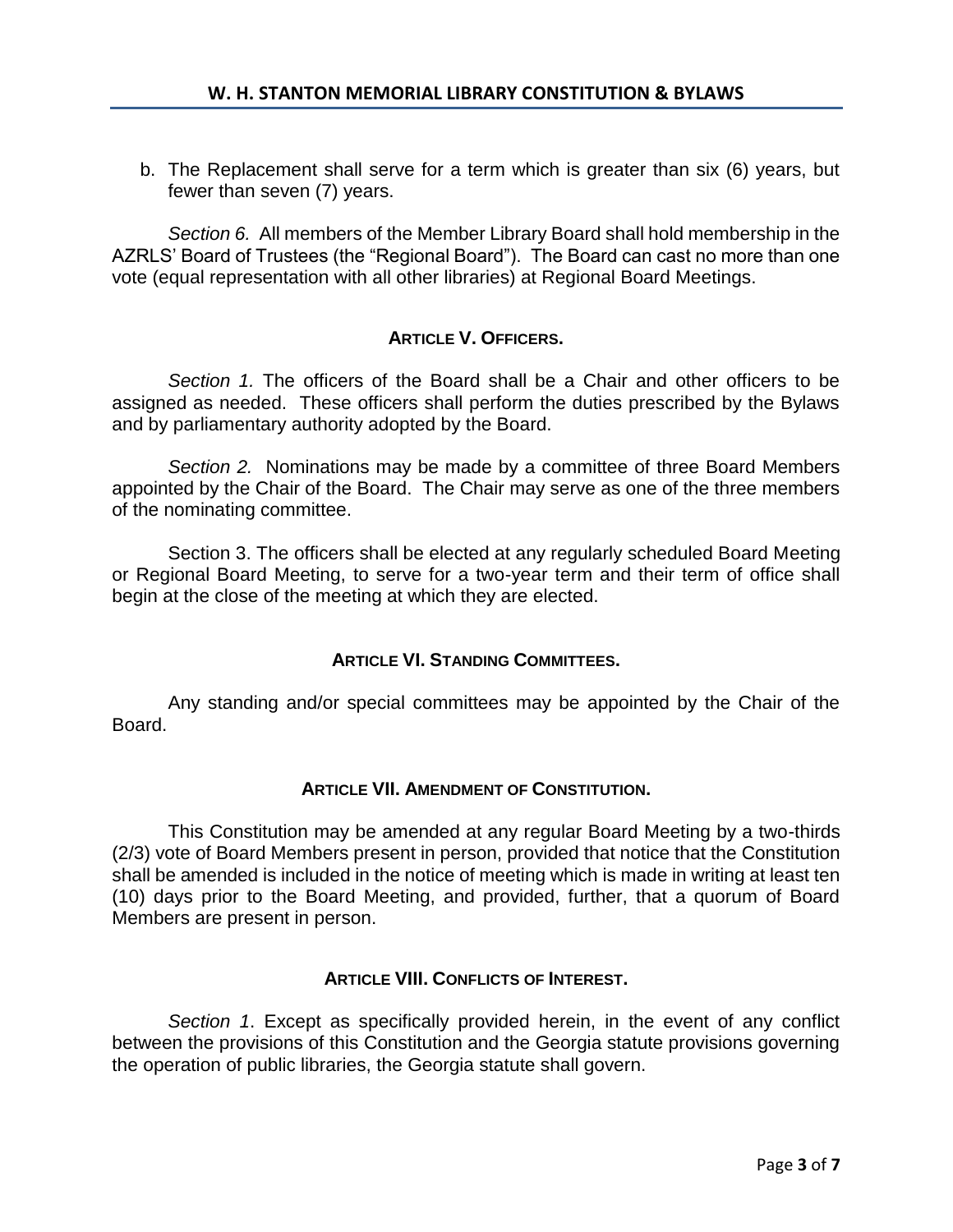b. The Replacement shall serve for a term which is greater than six (6) years, but fewer than seven (7) years.

*Section 6.* All members of the Member Library Board shall hold membership in the AZRLS' Board of Trustees (the "Regional Board"). The Board can cast no more than one vote (equal representation with all other libraries) at Regional Board Meetings.

## ARTICLE V. OFFICERS.

*Section 1.* The officers of the Board shall be a Chair and other officers to be assigned as needed. These officers shall perform the duties prescribed by the Bylaws and by parliamentary authority adopted by the Board.

*Section 2.* Nominations may be made by a committee of three Board Members appointed by the Chair of the Board. The Chair may serve as one of the three members of the nominating committee.

Section 3. The officers shall be elected at any regularly scheduled Board Meeting or Regional Board Meeting, to serve for a two-year term and their term of office shall begin at the close of the meeting at which they are elected.

## ARTICLE VI. STANDING COMMITTEES.

Any standing and/or special committees may be appointed by the Chair of the Board.

## ARTICLE VII. AMENDMENT OF CONSTITUTION.

This Constitution may be amended at any regular Board Meeting by a two-thirds (2/3) vote of Board Members present in person, provided that notice that the Constitution shall be amended is included in the notice of meeting which is made in writing at least ten (10) days prior to the Board Meeting, and provided, further, that a quorum of Board Members are present in person.

## ARTICLE VIII. CONFLICTS OF INTEREST.

*Section 1*. Except as specifically provided herein, in the event of any conflict between the provisions of this Constitution and the Georgia statute provisions governing the operation of public libraries, the Georgia statute shall govern.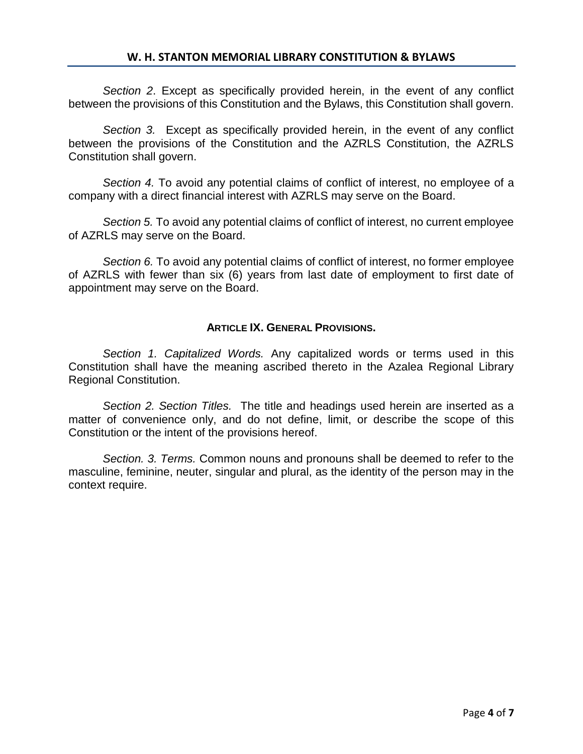*Section 2*. Except as specifically provided herein, in the event of any conflict between the provisions of this Constitution and the Bylaws, this Constitution shall govern.

*Section 3.* Except as specifically provided herein, in the event of any conflict between the provisions of the Constitution and the AZRLS Constitution, the AZRLS Constitution shall govern.

*Section 4.* To avoid any potential claims of conflict of interest, no employee of a company with a direct financial interest with AZRLS may serve on the Board.

*Section 5.* To avoid any potential claims of conflict of interest, no current employee of AZRLS may serve on the Board.

*Section 6.* To avoid any potential claims of conflict of interest, no former employee of AZRLS with fewer than six (6) years from last date of employment to first date of appointment may serve on the Board.

## ARTICLE IX. GENERAL PROVISIONS.

*Section 1. Capitalized Words.* Any capitalized words or terms used in this Constitution shall have the meaning ascribed thereto in the Azalea Regional Library Regional Constitution.

*Section 2. Section Titles.* The title and headings used herein are inserted as a matter of convenience only, and do not define, limit, or describe the scope of this Constitution or the intent of the provisions hereof.

*Section. 3. Terms.* Common nouns and pronouns shall be deemed to refer to the masculine, feminine, neuter, singular and plural, as the identity of the person may in the context require.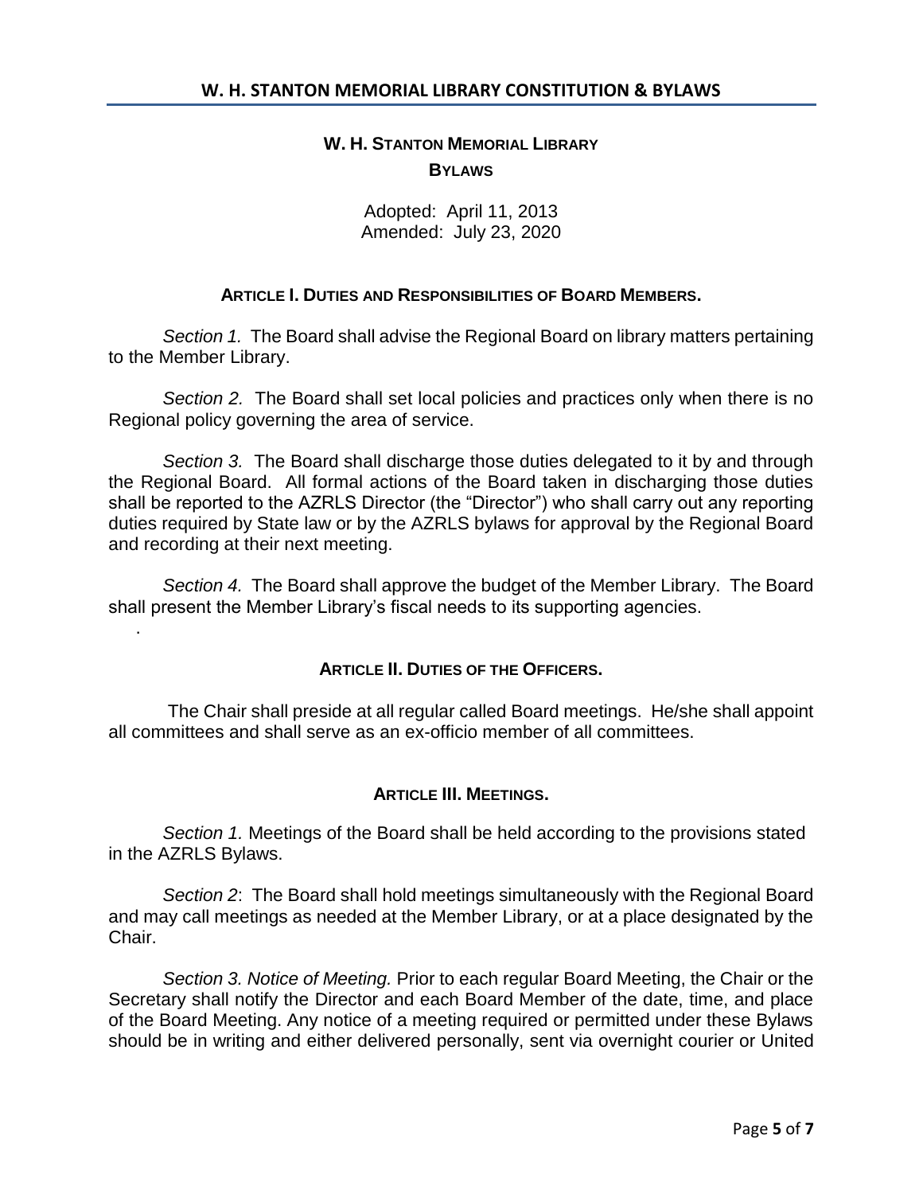# W. H. Stanton Memorial Library Bylaws

Adopted: April 11, 2013
Amended: July 23, 2020

## Article I. Duties and Responsibilities of Board Members.

*Section 1.* The Board shall advise the Regional Board on library matters pertaining to the Member Library.

*Section 2.* The Board shall set local policies and practices only when there is no Regional policy governing the area of service.

*Section 3.* The Board shall discharge those duties delegated to it by and through the Regional Board. All formal actions of the Board taken in discharging those duties shall be reported to the AZRLS Director (the "Director") who shall carry out any reporting duties required by State law or by the AZRLS bylaws for approval by the Regional Board and recording at their next meeting.

*Section 4.* The Board shall approve the budget of the Member Library. The Board shall present the Member Library's fiscal needs to its supporting agencies.

.

## Article II. Duties of the Officers.

The Chair shall preside at all regular called Board meetings. He/she shall appoint all committees and shall serve as an ex-officio member of all committees.

## Article III. Meetings.

*Section 1.* Meetings of the Board shall be held according to the provisions stated in the AZRLS Bylaws.

*Section 2*: The Board shall hold meetings simultaneously with the Regional Board and may call meetings as needed at the Member Library, or at a place designated by the Chair.

*Section 3. Notice of Meeting.* Prior to each regular Board Meeting, the Chair or the Secretary shall notify the Director and each Board Member of the date, time, and place of the Board Meeting. Any notice of a meeting required or permitted under these Bylaws should be in writing and either delivered personally, sent via overnight courier or United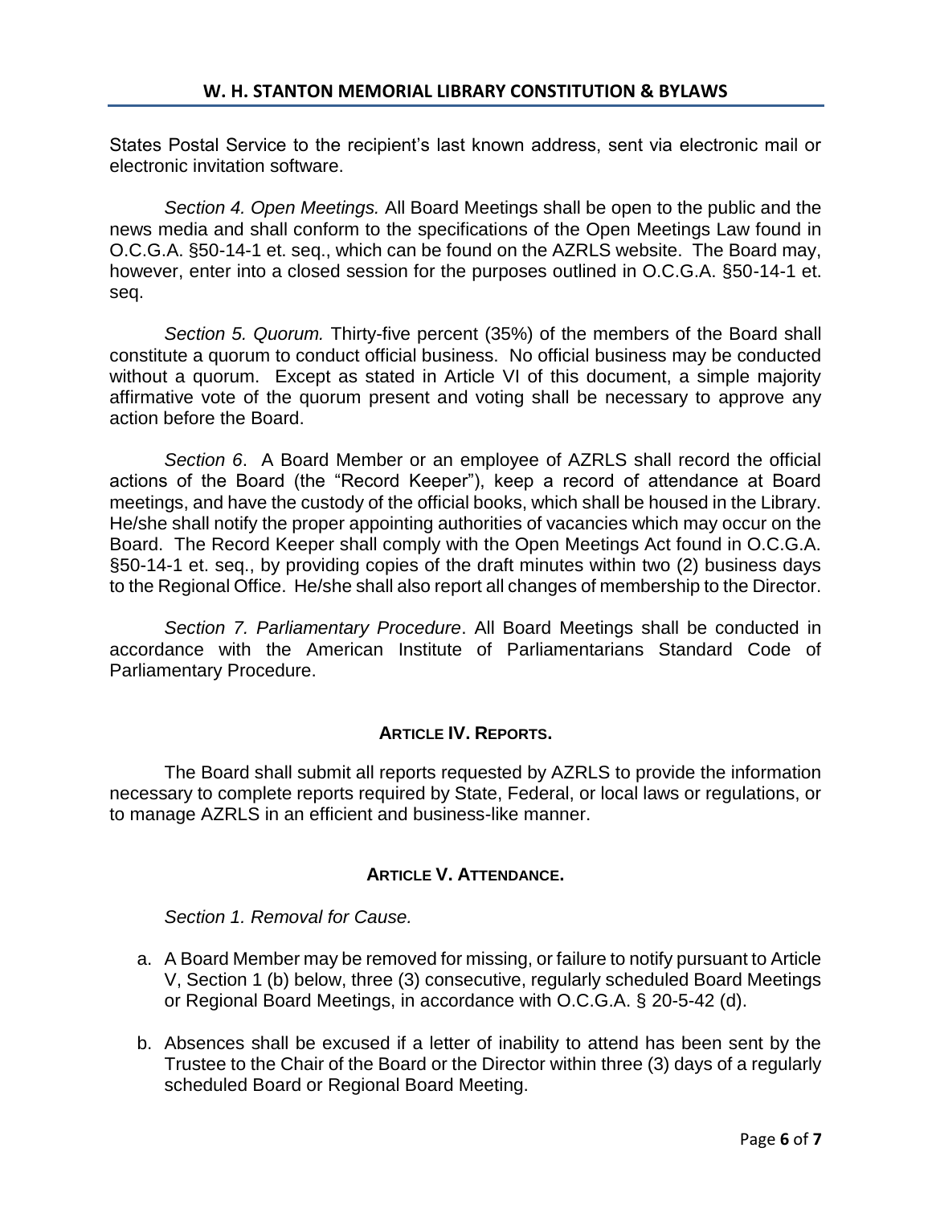States Postal Service to the recipient's last known address, sent via electronic mail or electronic invitation software.

*Section 4. Open Meetings.* All Board Meetings shall be open to the public and the news media and shall conform to the specifications of the Open Meetings Law found in O.C.G.A. §50-14-1 et. seq., which can be found on the AZRLS website. The Board may, however, enter into a closed session for the purposes outlined in O.C.G.A. §50-14-1 et. seq.

*Section 5. Quorum.* Thirty-five percent (35%) of the members of the Board shall constitute a quorum to conduct official business. No official business may be conducted without a quorum. Except as stated in Article VI of this document, a simple majority affirmative vote of the quorum present and voting shall be necessary to approve any action before the Board.

*Section 6*. A Board Member or an employee of AZRLS shall record the official actions of the Board (the "Record Keeper"), keep a record of attendance at Board meetings, and have the custody of the official books, which shall be housed in the Library. He/she shall notify the proper appointing authorities of vacancies which may occur on the Board. The Record Keeper shall comply with the Open Meetings Act found in O.C.G.A. §50-14-1 et. seq., by providing copies of the draft minutes within two (2) business days to the Regional Office. He/she shall also report all changes of membership to the Director.

*Section 7. Parliamentary Procedure*. All Board Meetings shall be conducted in accordance with the American Institute of Parliamentarians Standard Code of Parliamentary Procedure.

## ARTICLE IV. REPORTS.

The Board shall submit all reports requested by AZRLS to provide the information necessary to complete reports required by State, Federal, or local laws or regulations, or to manage AZRLS in an efficient and business-like manner.

## ARTICLE V. ATTENDANCE.

*Section 1. Removal for Cause.*

a. A Board Member may be removed for missing, or failure to notify pursuant to Article V, Section 1 (b) below, three (3) consecutive, regularly scheduled Board Meetings or Regional Board Meetings, in accordance with O.C.G.A. § 20-5-42 (d).

b. Absences shall be excused if a letter of inability to attend has been sent by the Trustee to the Chair of the Board or the Director within three (3) days of a regularly scheduled Board or Regional Board Meeting.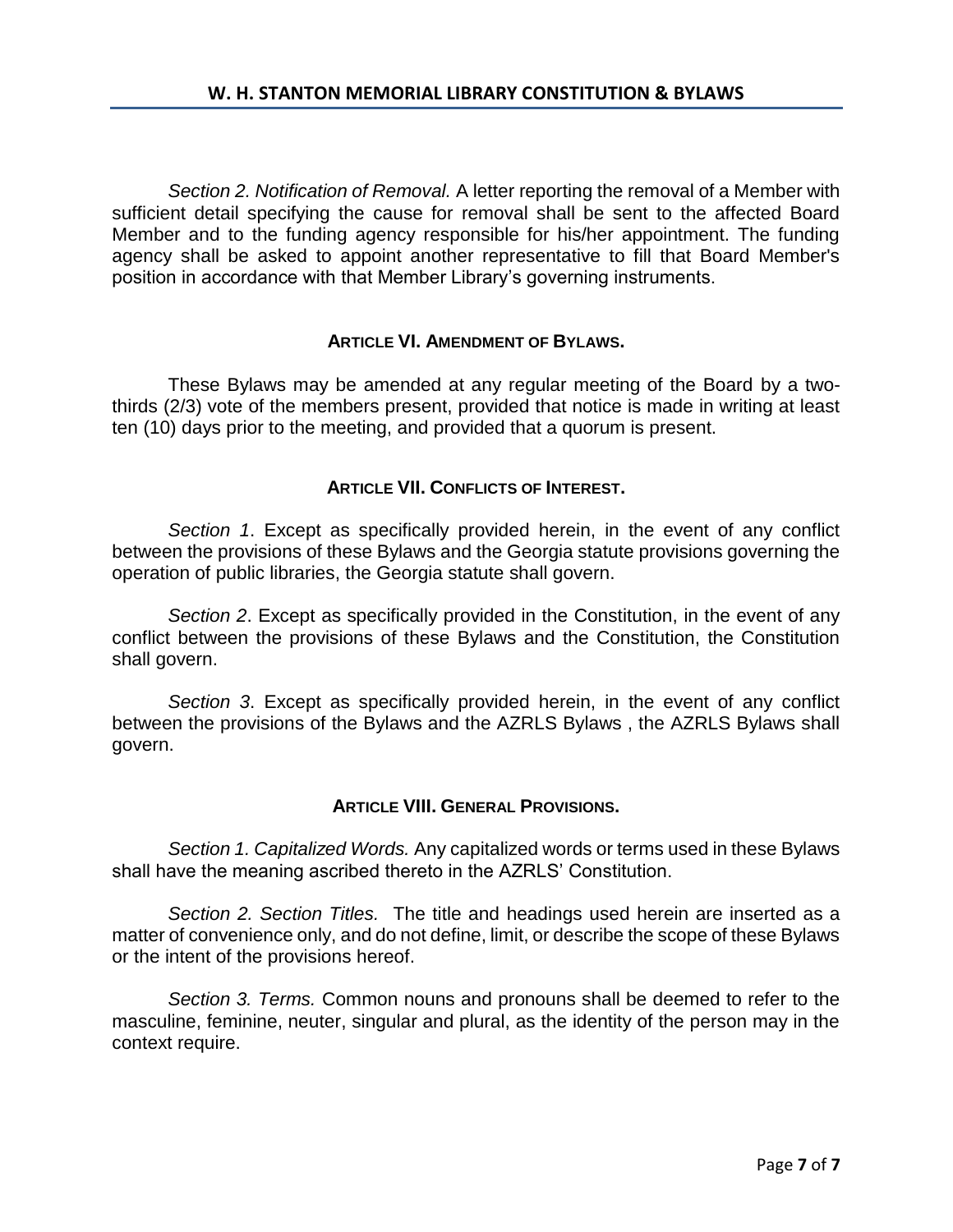*Section 2. Notification of Removal.* A letter reporting the removal of a Member with sufficient detail specifying the cause for removal shall be sent to the affected Board Member and to the funding agency responsible for his/her appointment. The funding agency shall be asked to appoint another representative to fill that Board Member's position in accordance with that Member Library's governing instruments.

## ARTICLE VI. AMENDMENT OF BYLAWS.

These Bylaws may be amended at any regular meeting of the Board by a two-thirds (2/3) vote of the members present, provided that notice is made in writing at least ten (10) days prior to the meeting, and provided that a quorum is present.

## ARTICLE VII. CONFLICTS OF INTEREST.

*Section 1*. Except as specifically provided herein, in the event of any conflict between the provisions of these Bylaws and the Georgia statute provisions governing the operation of public libraries, the Georgia statute shall govern.

*Section 2*. Except as specifically provided in the Constitution, in the event of any conflict between the provisions of these Bylaws and the Constitution, the Constitution shall govern.

*Section 3*. Except as specifically provided herein, in the event of any conflict between the provisions of the Bylaws and the AZRLS Bylaws , the AZRLS Bylaws shall govern.

## ARTICLE VIII. GENERAL PROVISIONS.

*Section 1. Capitalized Words.* Any capitalized words or terms used in these Bylaws shall have the meaning ascribed thereto in the AZRLS' Constitution.

*Section 2. Section Titles.* The title and headings used herein are inserted as a matter of convenience only, and do not define, limit, or describe the scope of these Bylaws or the intent of the provisions hereof.

*Section 3. Terms.* Common nouns and pronouns shall be deemed to refer to the masculine, feminine, neuter, singular and plural, as the identity of the person may in the context require.